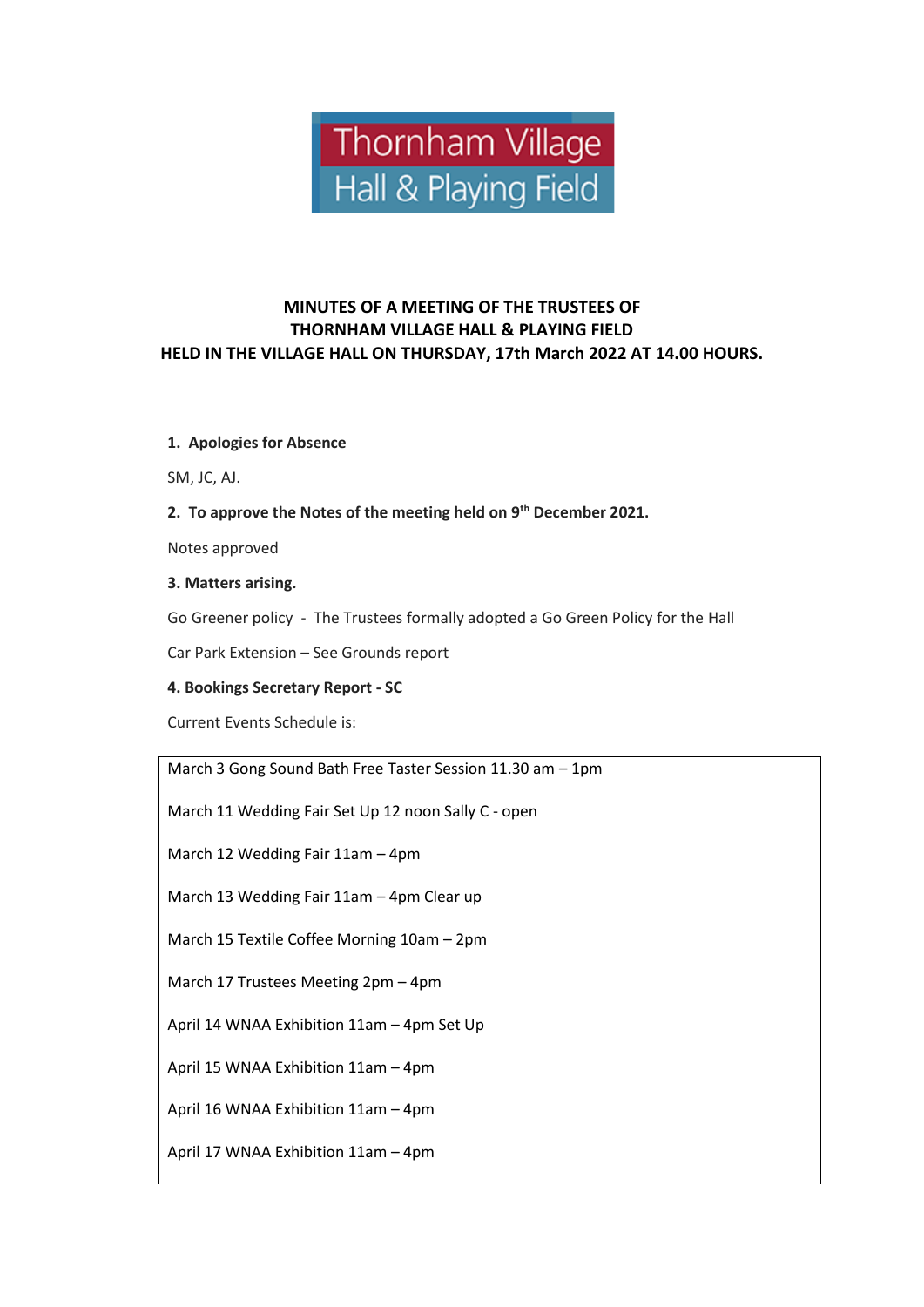Thornham Village Hall & Playing Field

**MINUTES OF A MEETING OF THE TRUSTEES OF THORNHAM VILLAGE HALL & PLAYING FIELD HELD IN THE VILLAGE HALL ON THURSDAY, 17th March 2022 AT 14.00 HOURS.**

**1. Apologies for Absence**

SM, JC, AJ.

**2. To approve the Notes of the meeting held on 9th December 2021.**

Notes approved

**3. Matters arising.**

Go Greener policy - The Trustees formally adopted a Go Green Policy for the Hall

Car Park Extension – See Grounds report

**4. Bookings Secretary Report - SC**

Current Events Schedule is:

| |
|---|
| March 3 Gong Sound Bath Free Taster Session 11.30 am – 1pm |
| March 11 Wedding Fair Set Up 12 noon Sally C - open |
| March 12 Wedding Fair 11am – 4pm |
| March 13 Wedding Fair 11am – 4pm Clear up |
| March 15 Textile Coffee Morning 10am – 2pm |
| March 17 Trustees Meeting 2pm – 4pm |
| April 14 WNAA Exhibition 11am – 4pm Set Up |
| April 15 WNAA Exhibition 11am – 4pm |
| April 16 WNAA Exhibition 11am – 4pm |
| April 17 WNAA Exhibition 11am – 4pm |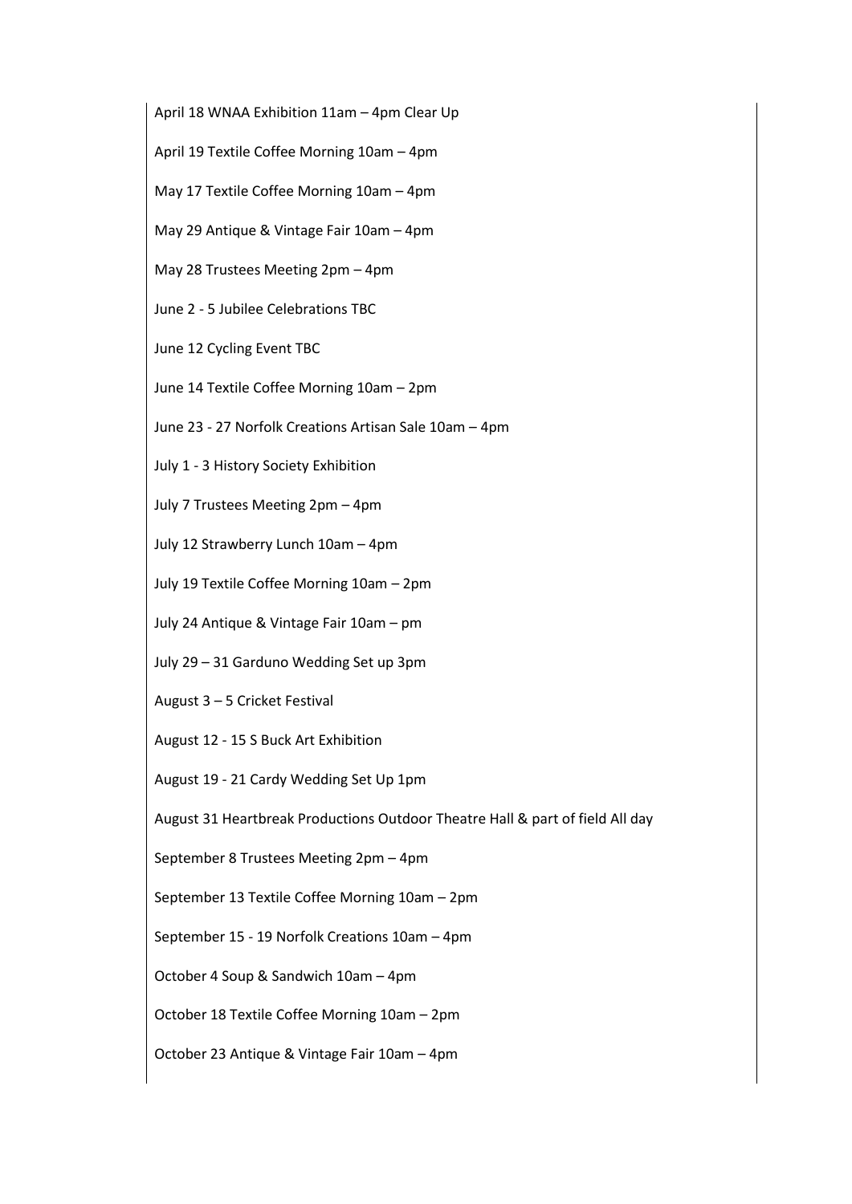April 18 WNAA Exhibition 11am – 4pm Clear Up

April 19 Textile Coffee Morning 10am – 4pm

May 17 Textile Coffee Morning 10am – 4pm

May 29 Antique & Vintage Fair 10am – 4pm

May 28 Trustees Meeting 2pm – 4pm

June 2 - 5 Jubilee Celebrations TBC

June 12 Cycling Event TBC

June 14 Textile Coffee Morning 10am – 2pm

June 23 - 27 Norfolk Creations Artisan Sale 10am – 4pm

July 1 - 3 History Society Exhibition

July 7 Trustees Meeting 2pm – 4pm

July 12 Strawberry Lunch 10am – 4pm

July 19 Textile Coffee Morning 10am – 2pm

July 24 Antique & Vintage Fair 10am – pm

July 29 – 31 Garduno Wedding Set up 3pm

August 3 – 5 Cricket Festival

August 12 - 15 S Buck Art Exhibition

August 19 - 21 Cardy Wedding Set Up 1pm

August 31 Heartbreak Productions Outdoor Theatre Hall & part of field All day

September 8 Trustees Meeting 2pm – 4pm

September 13 Textile Coffee Morning 10am – 2pm

September 15 - 19 Norfolk Creations 10am – 4pm

October 4 Soup & Sandwich 10am – 4pm

October 18 Textile Coffee Morning 10am – 2pm

October 23 Antique & Vintage Fair 10am – 4pm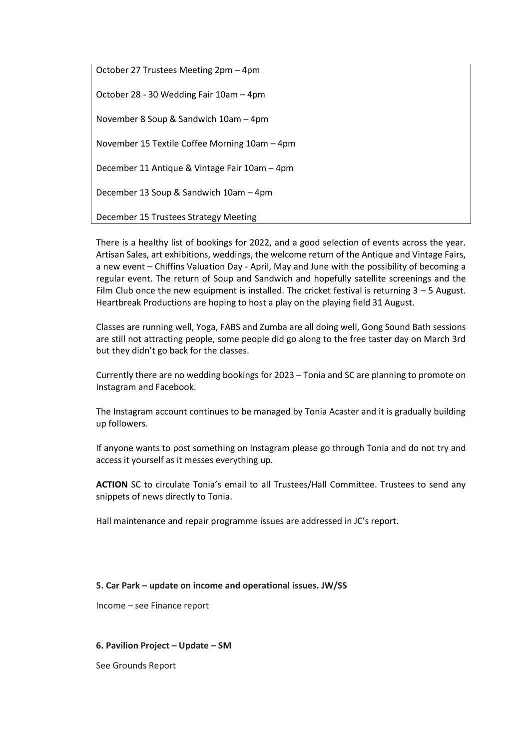October 27 Trustees Meeting 2pm – 4pm

October 28 - 30 Wedding Fair 10am – 4pm

November 8 Soup & Sandwich 10am – 4pm

November 15 Textile Coffee Morning 10am – 4pm

December 11 Antique & Vintage Fair 10am – 4pm

December 13 Soup & Sandwich 10am – 4pm

December 15 Trustees Strategy Meeting

There is a healthy list of bookings for 2022, and a good selection of events across the year. Artisan Sales, art exhibitions, weddings, the welcome return of the Antique and Vintage Fairs, a new event – Chiffins Valuation Day - April, May and June with the possibility of becoming a regular event. The return of Soup and Sandwich and hopefully satellite screenings and the Film Club once the new equipment is installed. The cricket festival is returning 3 – 5 August. Heartbreak Productions are hoping to host a play on the playing field 31 August.

Classes are running well, Yoga, FABS and Zumba are all doing well, Gong Sound Bath sessions are still not attracting people, some people did go along to the free taster day on March 3rd but they didn't go back for the classes.

Currently there are no wedding bookings for 2023 – Tonia and SC are planning to promote on Instagram and Facebook.

The Instagram account continues to be managed by Tonia Acaster and it is gradually building up followers.

If anyone wants to post something on Instagram please go through Tonia and do not try and access it yourself as it messes everything up.

**ACTION** SC to circulate Tonia's email to all Trustees/Hall Committee. Trustees to send any snippets of news directly to Tonia.

Hall maintenance and repair programme issues are addressed in JC's report.

**5. Car Park – update on income and operational issues. JW/SS**

Income – see Finance report

**6. Pavilion Project – Update – SM**

See Grounds Report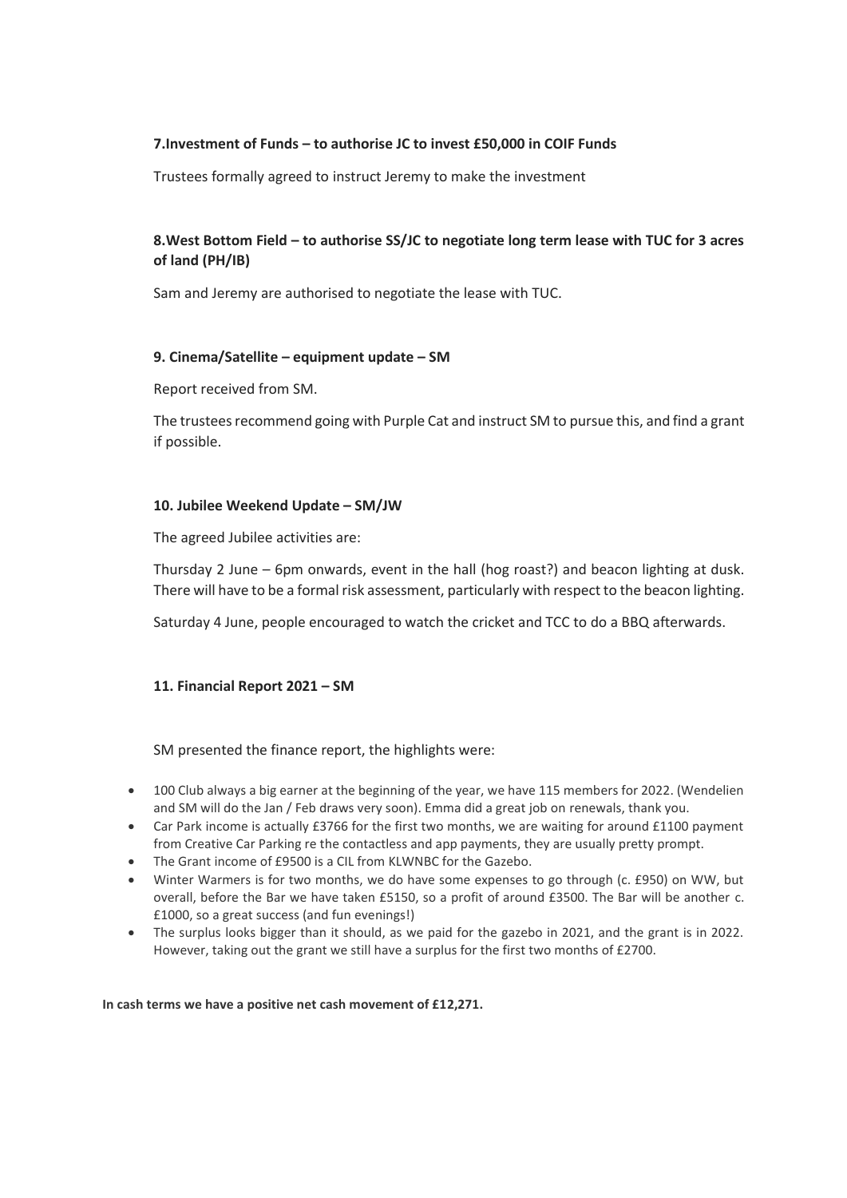**7.Investment of Funds – to authorise JC to invest £50,000 in COIF Funds**

Trustees formally agreed to instruct Jeremy to make the investment

**8.West Bottom Field – to authorise SS/JC to negotiate long term lease with TUC for 3 acres of land (PH/IB)**

Sam and Jeremy are authorised to negotiate the lease with TUC.

**9. Cinema/Satellite – equipment update – SM**

Report received from SM.

The trustees recommend going with Purple Cat and instruct SM to pursue this, and find a grant if possible.

**10. Jubilee Weekend Update – SM/JW**

The agreed Jubilee activities are:

Thursday 2 June – 6pm onwards, event in the hall (hog roast?) and beacon lighting at dusk. There will have to be a formal risk assessment, particularly with respect to the beacon lighting.

Saturday 4 June, people encouraged to watch the cricket and TCC to do a BBQ afterwards.

**11. Financial Report 2021 – SM**

SM presented the finance report, the highlights were:

- 100 Club always a big earner at the beginning of the year, we have 115 members for 2022. (Wendelien and SM will do the Jan / Feb draws very soon). Emma did a great job on renewals, thank you.
- Car Park income is actually £3766 for the first two months, we are waiting for around £1100 payment from Creative Car Parking re the contactless and app payments, they are usually pretty prompt.
- The Grant income of £9500 is a CIL from KLWNBC for the Gazebo.
- Winter Warmers is for two months, we do have some expenses to go through (c. £950) on WW, but overall, before the Bar we have taken £5150, so a profit of around £3500. The Bar will be another c. £1000, so a great success (and fun evenings!)
- The surplus looks bigger than it should, as we paid for the gazebo in 2021, and the grant is in 2022. However, taking out the grant we still have a surplus for the first two months of £2700.

**In cash terms we have a positive net cash movement of £12,271.**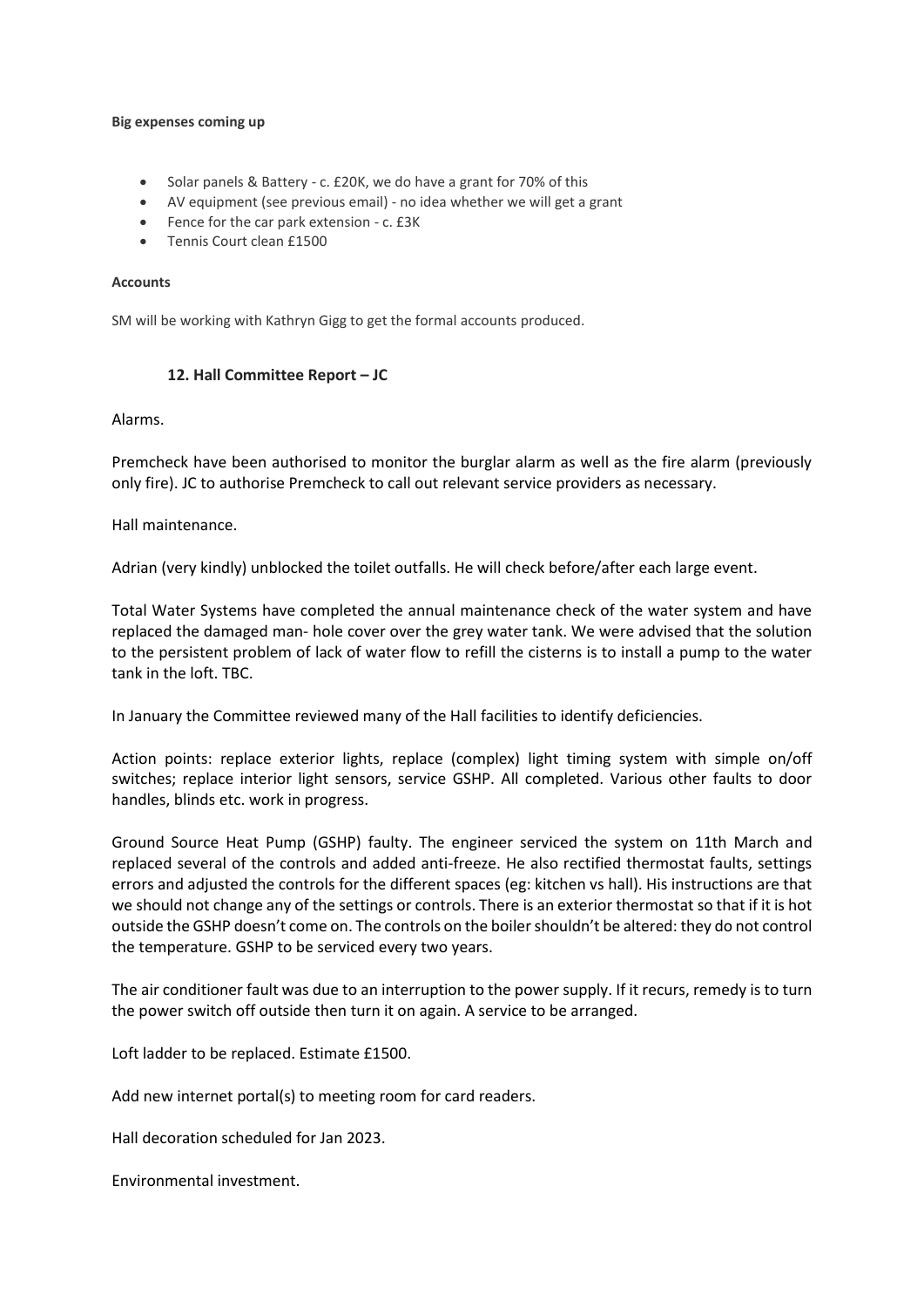**Big expenses coming up**

- Solar panels & Battery - c. £20K, we do have a grant for 70% of this
- AV equipment (see previous email) - no idea whether we will get a grant
- Fence for the car park extension - c. £3K
- Tennis Court clean £1500

**Accounts**

SM will be working with Kathryn Gigg to get the formal accounts produced.

### 12. Hall Committee Report – JC

Alarms.

Premcheck have been authorised to monitor the burglar alarm as well as the fire alarm (previously only fire). JC to authorise Premcheck to call out relevant service providers as necessary.

Hall maintenance.

Adrian (very kindly) unblocked the toilet outfalls. He will check before/after each large event.

Total Water Systems have completed the annual maintenance check of the water system and have replaced the damaged man- hole cover over the grey water tank. We were advised that the solution to the persistent problem of lack of water flow to refill the cisterns is to install a pump to the water tank in the loft. TBC.

In January the Committee reviewed many of the Hall facilities to identify deficiencies.

Action points: replace exterior lights, replace (complex) light timing system with simple on/off switches; replace interior light sensors, service GSHP. All completed. Various other faults to door handles, blinds etc. work in progress.

Ground Source Heat Pump (GSHP) faulty. The engineer serviced the system on 11th March and replaced several of the controls and added anti-freeze. He also rectified thermostat faults, settings errors and adjusted the controls for the different spaces (eg: kitchen vs hall). His instructions are that we should not change any of the settings or controls. There is an exterior thermostat so that if it is hot outside the GSHP doesn't come on. The controls on the boiler shouldn't be altered: they do not control the temperature. GSHP to be serviced every two years.

The air conditioner fault was due to an interruption to the power supply. If it recurs, remedy is to turn the power switch off outside then turn it on again. A service to be arranged.

Loft ladder to be replaced. Estimate £1500.

Add new internet portal(s) to meeting room for card readers.

Hall decoration scheduled for Jan 2023.

Environmental investment.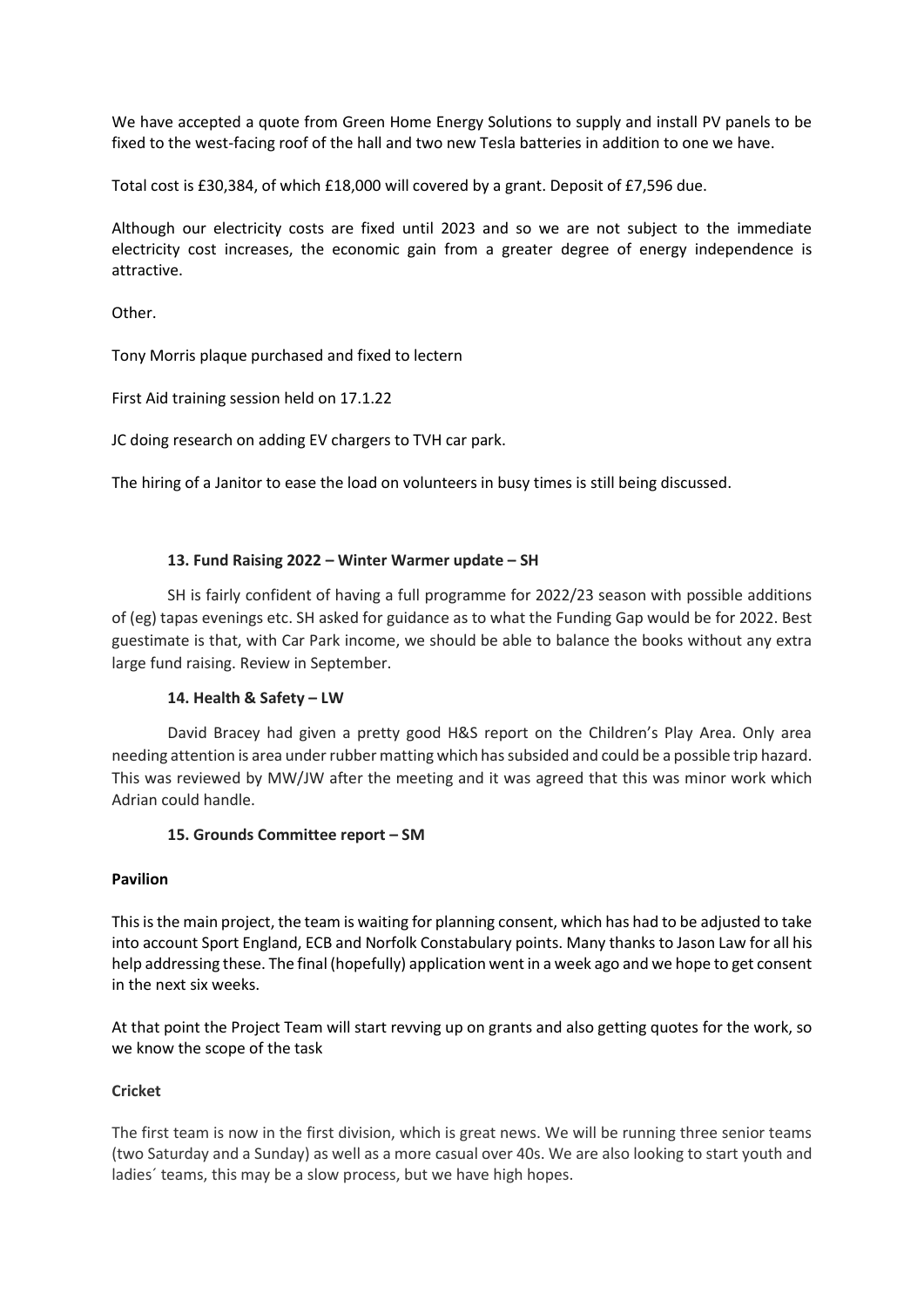We have accepted a quote from Green Home Energy Solutions to supply and install PV panels to be fixed to the west-facing roof of the hall and two new Tesla batteries in addition to one we have.

Total cost is £30,384, of which £18,000 will covered by a grant. Deposit of £7,596 due.

Although our electricity costs are fixed until 2023 and so we are not subject to the immediate electricity cost increases, the economic gain from a greater degree of energy independence is attractive.

Other.

Tony Morris plaque purchased and fixed to lectern

First Aid training session held on 17.1.22

JC doing research on adding EV chargers to TVH car park.

The hiring of a Janitor to ease the load on volunteers in busy times is still being discussed.

**13. Fund Raising 2022 – Winter Warmer update – SH**

SH is fairly confident of having a full programme for 2022/23 season with possible additions of (eg) tapas evenings etc. SH asked for guidance as to what the Funding Gap would be for 2022. Best guestimate is that, with Car Park income, we should be able to balance the books without any extra large fund raising. Review in September.

**14. Health & Safety – LW**

David Bracey had given a pretty good H&S report on the Children's Play Area. Only area needing attention is area under rubber matting which has subsided and could be a possible trip hazard. This was reviewed by MW/JW after the meeting and it was agreed that this was minor work which Adrian could handle.

**15. Grounds Committee report – SM**

**Pavilion**

This is the main project, the team is waiting for planning consent, which has had to be adjusted to take into account Sport England, ECB and Norfolk Constabulary points. Many thanks to Jason Law for all his help addressing these. The final (hopefully) application went in a week ago and we hope to get consent in the next six weeks.

At that point the Project Team will start revving up on grants and also getting quotes for the work, so we know the scope of the task

**Cricket**

The first team is now in the first division, which is great news. We will be running three senior teams (two Saturday and a Sunday) as well as a more casual over 40s. We are also looking to start youth and ladies´ teams, this may be a slow process, but we have high hopes.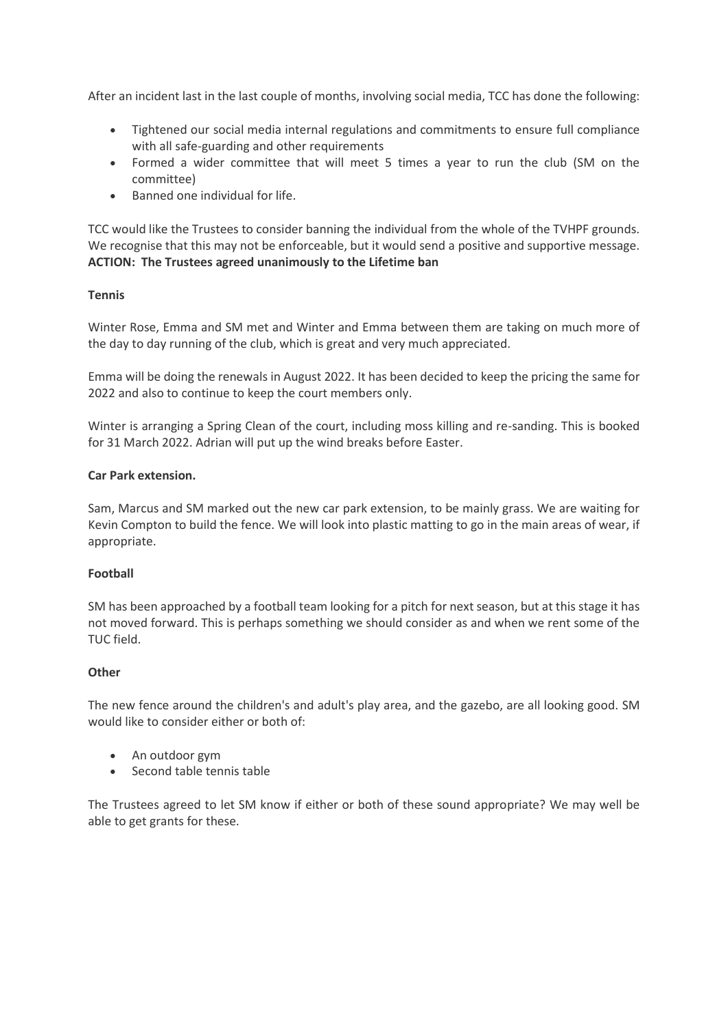After an incident last in the last couple of months, involving social media, TCC has done the following:

- Tightened our social media internal regulations and commitments to ensure full compliance with all safe-guarding and other requirements
- Formed a wider committee that will meet 5 times a year to run the club (SM on the committee)
- Banned one individual for life.

TCC would like the Trustees to consider banning the individual from the whole of the TVHPF grounds. We recognise that this may not be enforceable, but it would send a positive and supportive message.
**ACTION: The Trustees agreed unanimously to the Lifetime ban**

**Tennis**

Winter Rose, Emma and SM met and Winter and Emma between them are taking on much more of the day to day running of the club, which is great and very much appreciated.

Emma will be doing the renewals in August 2022. It has been decided to keep the pricing the same for 2022 and also to continue to keep the court members only.

Winter is arranging a Spring Clean of the court, including moss killing and re-sanding. This is booked for 31 March 2022. Adrian will put up the wind breaks before Easter.

**Car Park extension.**

Sam, Marcus and SM marked out the new car park extension, to be mainly grass. We are waiting for Kevin Compton to build the fence. We will look into plastic matting to go in the main areas of wear, if appropriate.

**Football**

SM has been approached by a football team looking for a pitch for next season, but at this stage it has not moved forward. This is perhaps something we should consider as and when we rent some of the TUC field.

**Other**

The new fence around the children's and adult's play area, and the gazebo, are all looking good. SM would like to consider either or both of:

- An outdoor gym
- Second table tennis table

The Trustees agreed to let SM know if either or both of these sound appropriate? We may well be able to get grants for these.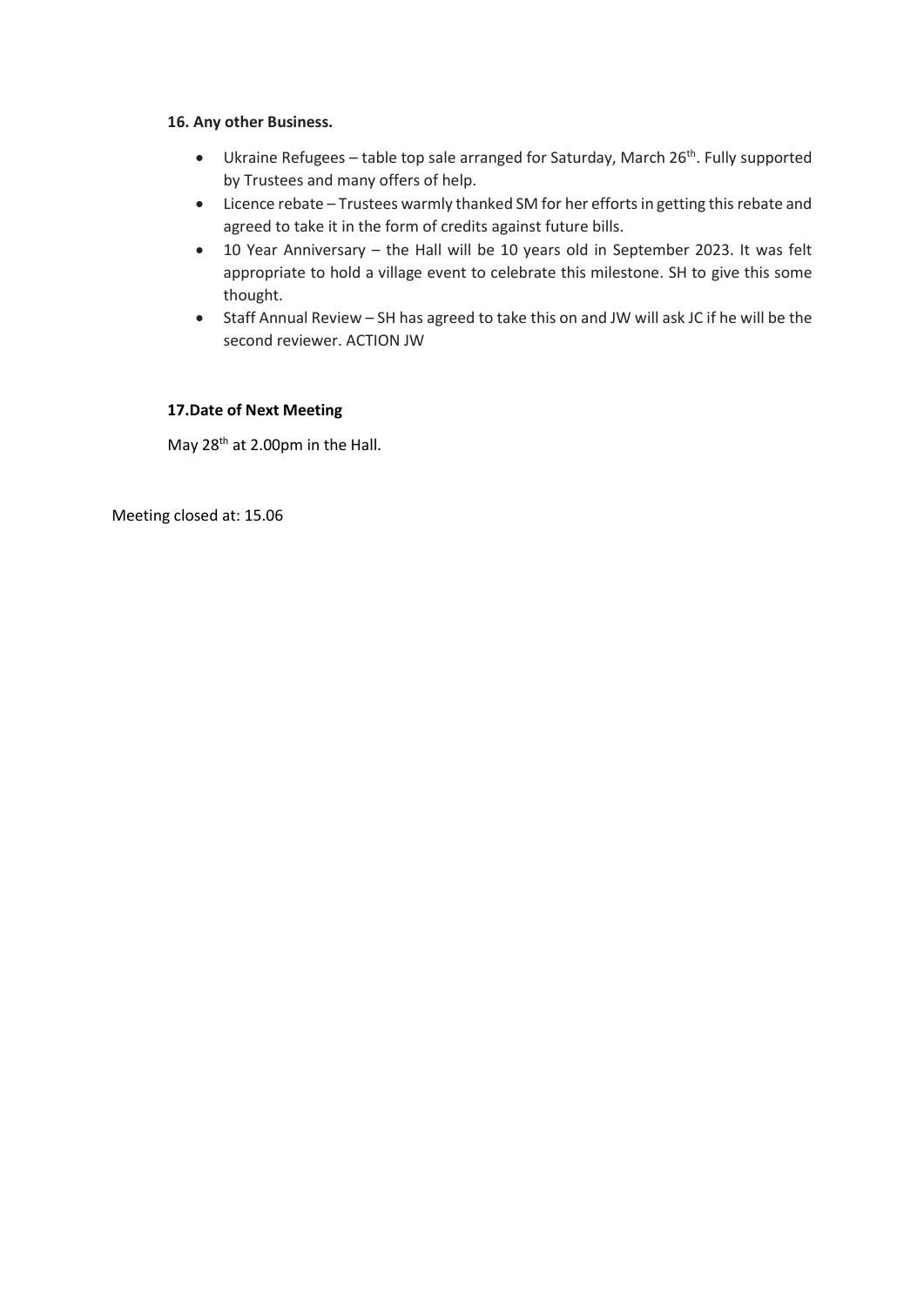**16. Any other Business.**

- Ukraine Refugees – table top sale arranged for Saturday, March 26th. Fully supported by Trustees and many offers of help.
- Licence rebate – Trustees warmly thanked SM for her efforts in getting this rebate and agreed to take it in the form of credits against future bills.
- 10 Year Anniversary – the Hall will be 10 years old in September 2023. It was felt appropriate to hold a village event to celebrate this milestone. SH to give this some thought.
- Staff Annual Review – SH has agreed to take this on and JW will ask JC if he will be the second reviewer. ACTION JW

**17.Date of Next Meeting**

May 28th at 2.00pm in the Hall.

Meeting closed at: 15.06